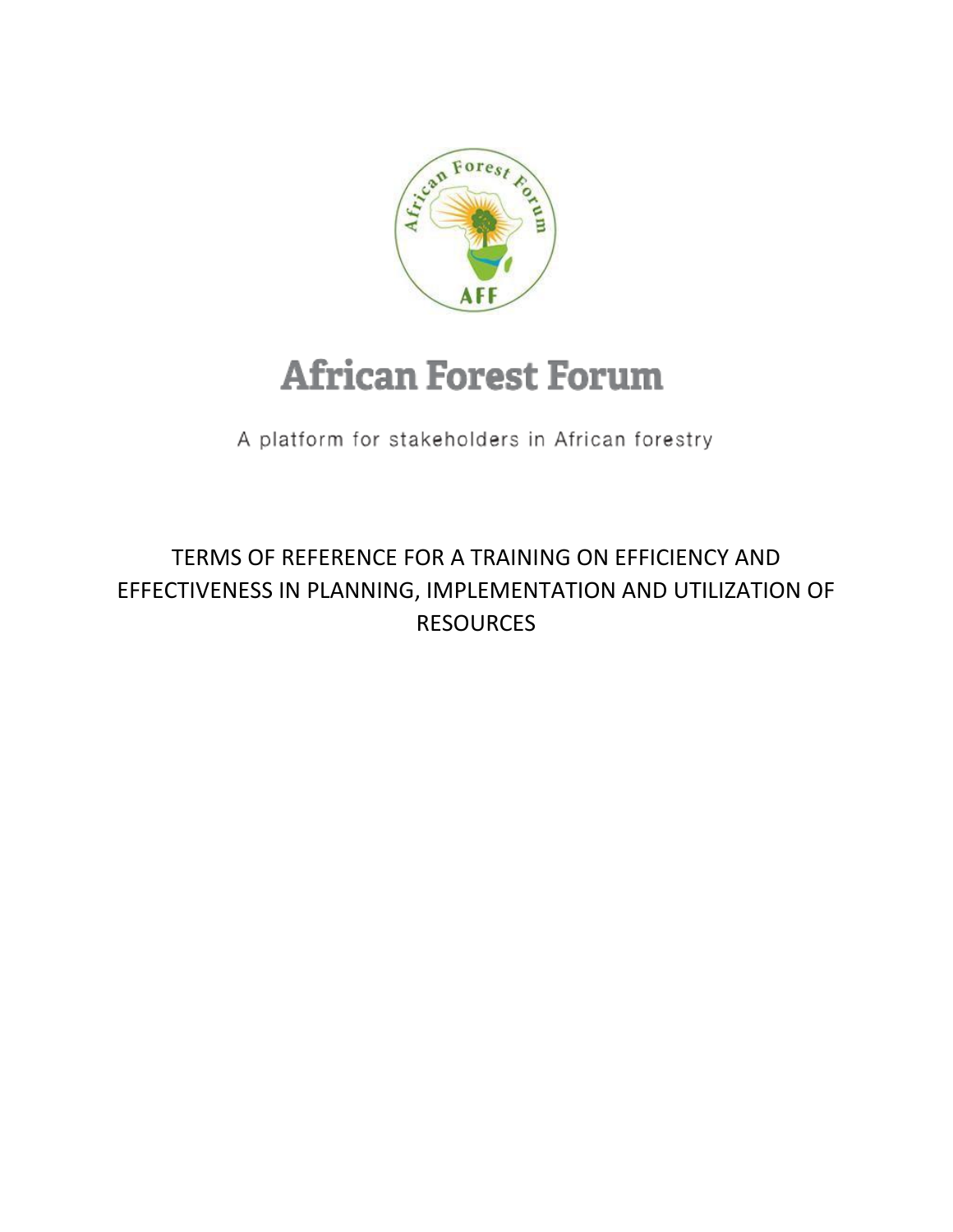# African Forest Forum

A platform for stakeholders in African forestry

## TERMS OF REFERENCE FOR A TRAINING ON EFFICIENCY AND EFFECTIVENESS IN PLANNING, IMPLEMENTATION AND UTILIZATION OF RESOURCES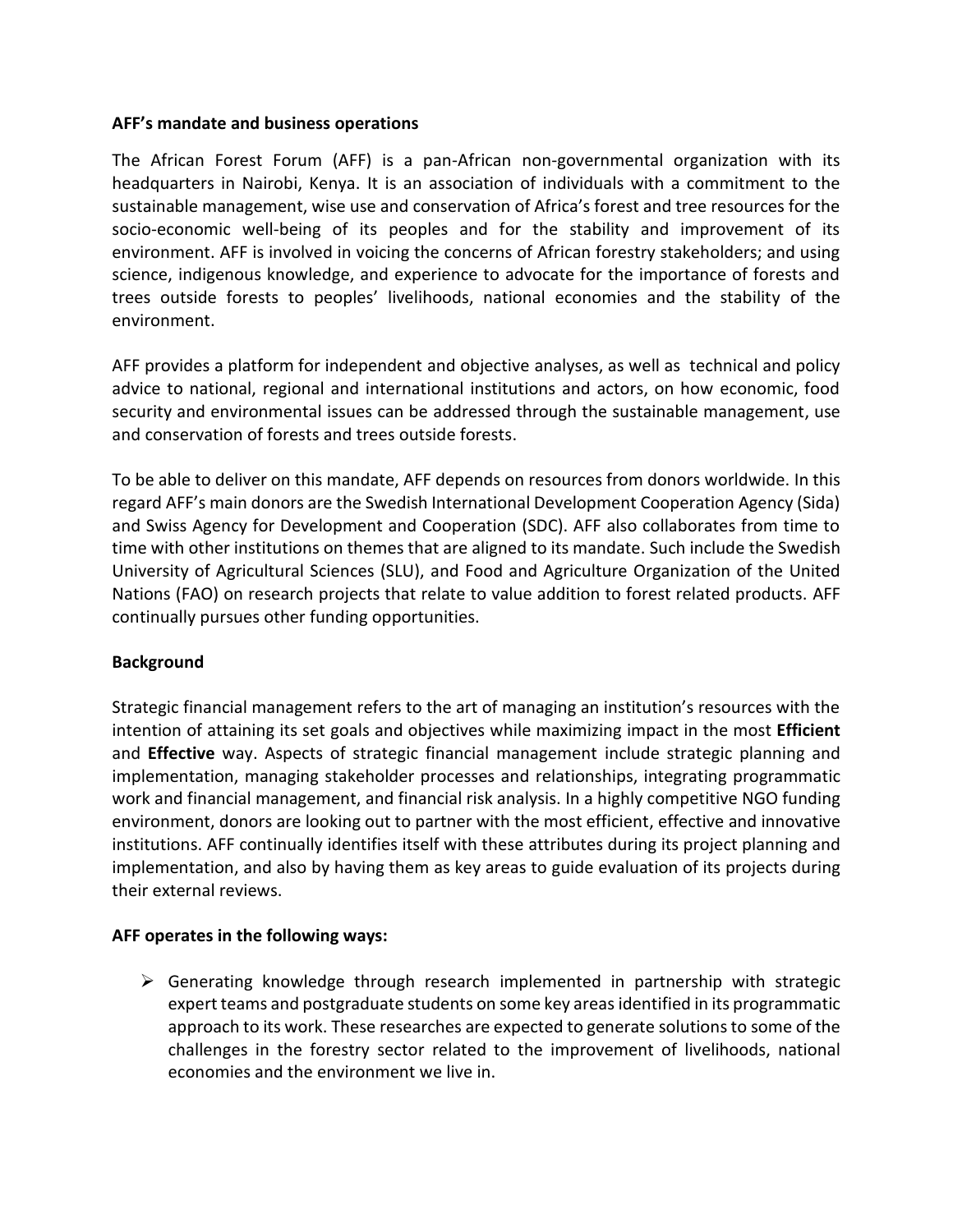**AFF's mandate and business operations**

The African Forest Forum (AFF) is a pan-African non-governmental organization with its headquarters in Nairobi, Kenya. It is an association of individuals with a commitment to the sustainable management, wise use and conservation of Africa's forest and tree resources for the socio-economic well-being of its peoples and for the stability and improvement of its environment. AFF is involved in voicing the concerns of African forestry stakeholders; and using science, indigenous knowledge, and experience to advocate for the importance of forests and trees outside forests to peoples' livelihoods, national economies and the stability of the environment.

AFF provides a platform for independent and objective analyses, as well as technical and policy advice to national, regional and international institutions and actors, on how economic, food security and environmental issues can be addressed through the sustainable management, use and conservation of forests and trees outside forests.

To be able to deliver on this mandate, AFF depends on resources from donors worldwide. In this regard AFF's main donors are the Swedish International Development Cooperation Agency (Sida) and Swiss Agency for Development and Cooperation (SDC). AFF also collaborates from time to time with other institutions on themes that are aligned to its mandate. Such include the Swedish University of Agricultural Sciences (SLU), and Food and Agriculture Organization of the United Nations (FAO) on research projects that relate to value addition to forest related products. AFF continually pursues other funding opportunities.

**Background**

Strategic financial management refers to the art of managing an institution's resources with the intention of attaining its set goals and objectives while maximizing impact in the most **Efficient** and **Effective** way. Aspects of strategic financial management include strategic planning and implementation, managing stakeholder processes and relationships, integrating programmatic work and financial management, and financial risk analysis. In a highly competitive NGO funding environment, donors are looking out to partner with the most efficient, effective and innovative institutions. AFF continually identifies itself with these attributes during its project planning and implementation, and also by having them as key areas to guide evaluation of its projects during their external reviews.

**AFF operates in the following ways:**

- Generating knowledge through research implemented in partnership with strategic expert teams and postgraduate students on some key areas identified in its programmatic approach to its work. These researches are expected to generate solutions to some of the challenges in the forestry sector related to the improvement of livelihoods, national economies and the environment we live in.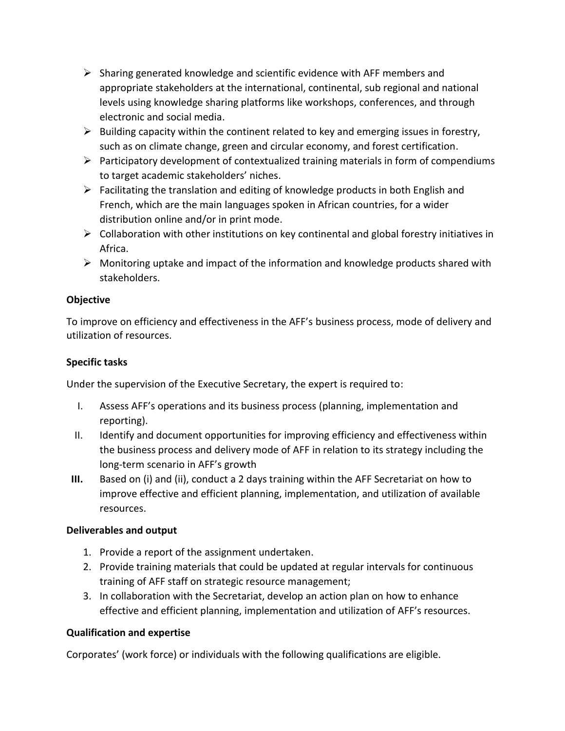- Sharing generated knowledge and scientific evidence with AFF members and appropriate stakeholders at the international, continental, sub regional and national levels using knowledge sharing platforms like workshops, conferences, and through electronic and social media.
- Building capacity within the continent related to key and emerging issues in forestry, such as on climate change, green and circular economy, and forest certification.
- Participatory development of contextualized training materials in form of compendiums to target academic stakeholders' niches.
- Facilitating the translation and editing of knowledge products in both English and French, which are the main languages spoken in African countries, for a wider distribution online and/or in print mode.
- Collaboration with other institutions on key continental and global forestry initiatives in Africa.
- Monitoring uptake and impact of the information and knowledge products shared with stakeholders.

**Objective**

To improve on efficiency and effectiveness in the AFF's business process, mode of delivery and utilization of resources.

**Specific tasks**

Under the supervision of the Executive Secretary, the expert is required to:

I. Assess AFF's operations and its business process (planning, implementation and reporting).

II. Identify and document opportunities for improving efficiency and effectiveness within the business process and delivery mode of AFF in relation to its strategy including the long-term scenario in AFF's growth

**III.** Based on (i) and (ii), conduct a 2 days training within the AFF Secretariat on how to improve effective and efficient planning, implementation, and utilization of available resources.

**Deliverables and output**

1. Provide a report of the assignment undertaken.
2. Provide training materials that could be updated at regular intervals for continuous training of AFF staff on strategic resource management;
3. In collaboration with the Secretariat, develop an action plan on how to enhance effective and efficient planning, implementation and utilization of AFF's resources.

**Qualification and expertise**

Corporates' (work force) or individuals with the following qualifications are eligible.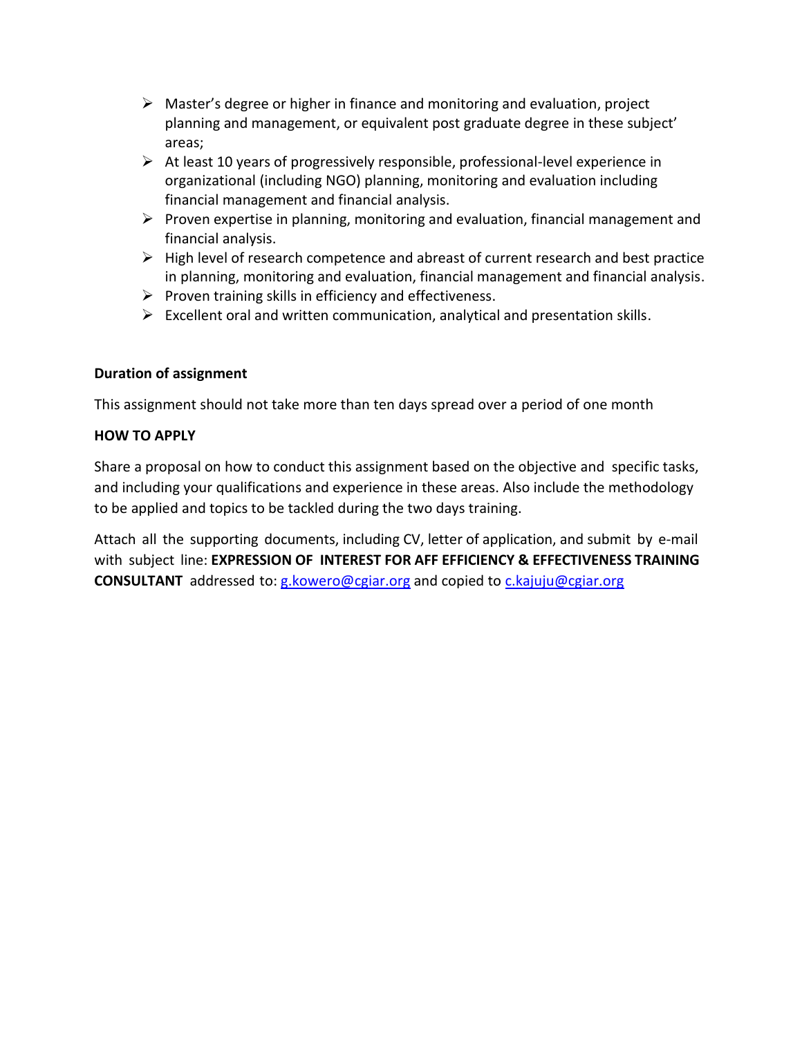- Master's degree or higher in finance and monitoring and evaluation, project planning and management, or equivalent post graduate degree in these subject' areas;
- At least 10 years of progressively responsible, professional-level experience in organizational (including NGO) planning, monitoring and evaluation including financial management and financial analysis.
- Proven expertise in planning, monitoring and evaluation, financial management and financial analysis.
- High level of research competence and abreast of current research and best practice in planning, monitoring and evaluation, financial management and financial analysis.
- Proven training skills in efficiency and effectiveness.
- Excellent oral and written communication, analytical and presentation skills.

**Duration of assignment**

This assignment should not take more than ten days spread over a period of one month

**HOW TO APPLY**

Share a proposal on how to conduct this assignment based on the objective and specific tasks, and including your qualifications and experience in these areas. Also include the methodology to be applied and topics to be tackled during the two days training.

Attach all the supporting documents, including CV, letter of application, and submit by e-mail with subject line: **EXPRESSION OF INTEREST FOR AFF EFFICIENCY & EFFECTIVENESS TRAINING CONSULTANT** addressed to: g.kowero@cgiar.org and copied to c.kajuju@cgiar.org